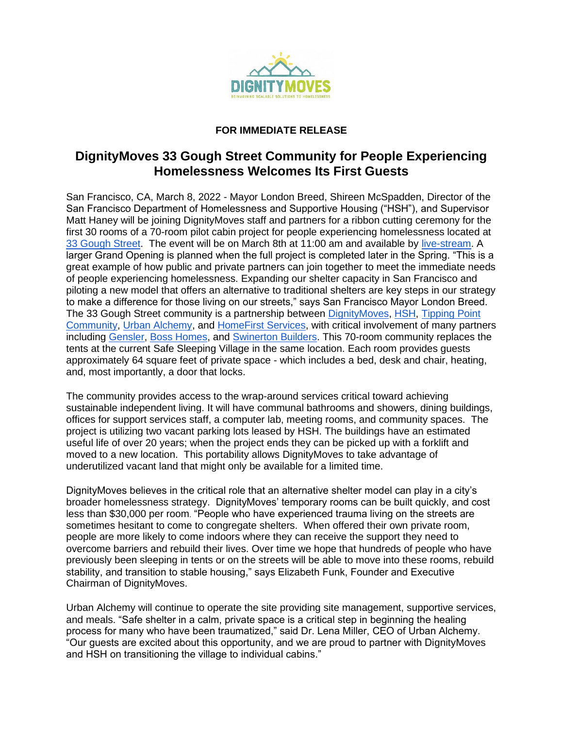**FOR IMMEDIATE RELEASE**

# DignityMoves 33 Gough Street Community for People Experiencing Homelessness Welcomes Its First Guests

San Francisco, CA, March 8, 2022 - Mayor London Breed, Shireen McSpadden, Director of the San Francisco Department of Homelessness and Supportive Housing ("HSH"), and Supervisor Matt Haney will be joining DignityMoves staff and partners for a ribbon cutting ceremony for the first 30 rooms of a 70-room pilot cabin project for people experiencing homelessness located at 33 Gough Street. The event will be on March 8th at 11:00 am and available by live-stream. A larger Grand Opening is planned when the full project is completed later in the Spring. "This is a great example of how public and private partners can join together to meet the immediate needs of people experiencing homelessness. Expanding our shelter capacity in San Francisco and piloting a new model that offers an alternative to traditional shelters are key steps in our strategy to make a difference for those living on our streets," says San Francisco Mayor London Breed. The 33 Gough Street community is a partnership between DignityMoves, HSH, Tipping Point Community, Urban Alchemy, and HomeFirst Services, with critical involvement of many partners including Gensler, Boss Homes, and Swinerton Builders. This 70-room community replaces the tents at the current Safe Sleeping Village in the same location. Each room provides guests approximately 64 square feet of private space - which includes a bed, desk and chair, heating, and, most importantly, a door that locks.

The community provides access to the wrap-around services critical toward achieving sustainable independent living. It will have communal bathrooms and showers, dining buildings, offices for support services staff, a computer lab, meeting rooms, and community spaces. The project is utilizing two vacant parking lots leased by HSH. The buildings have an estimated useful life of over 20 years; when the project ends they can be picked up with a forklift and moved to a new location. This portability allows DignityMoves to take advantage of underutilized vacant land that might only be available for a limited time.

DignityMoves believes in the critical role that an alternative shelter model can play in a city's broader homelessness strategy. DignityMoves' temporary rooms can be built quickly, and cost less than $30,000 per room. "People who have experienced trauma living on the streets are sometimes hesitant to come to congregate shelters. When offered their own private room, people are more likely to come indoors where they can receive the support they need to overcome barriers and rebuild their lives. Over time we hope that hundreds of people who have previously been sleeping in tents or on the streets will be able to move into these rooms, rebuild stability, and transition to stable housing," says Elizabeth Funk, Founder and Executive Chairman of DignityMoves.

Urban Alchemy will continue to operate the site providing site management, supportive services, and meals. "Safe shelter in a calm, private space is a critical step in beginning the healing process for many who have been traumatized," said Dr. Lena Miller, CEO of Urban Alchemy. "Our guests are excited about this opportunity, and we are proud to partner with DignityMoves and HSH on transitioning the village to individual cabins."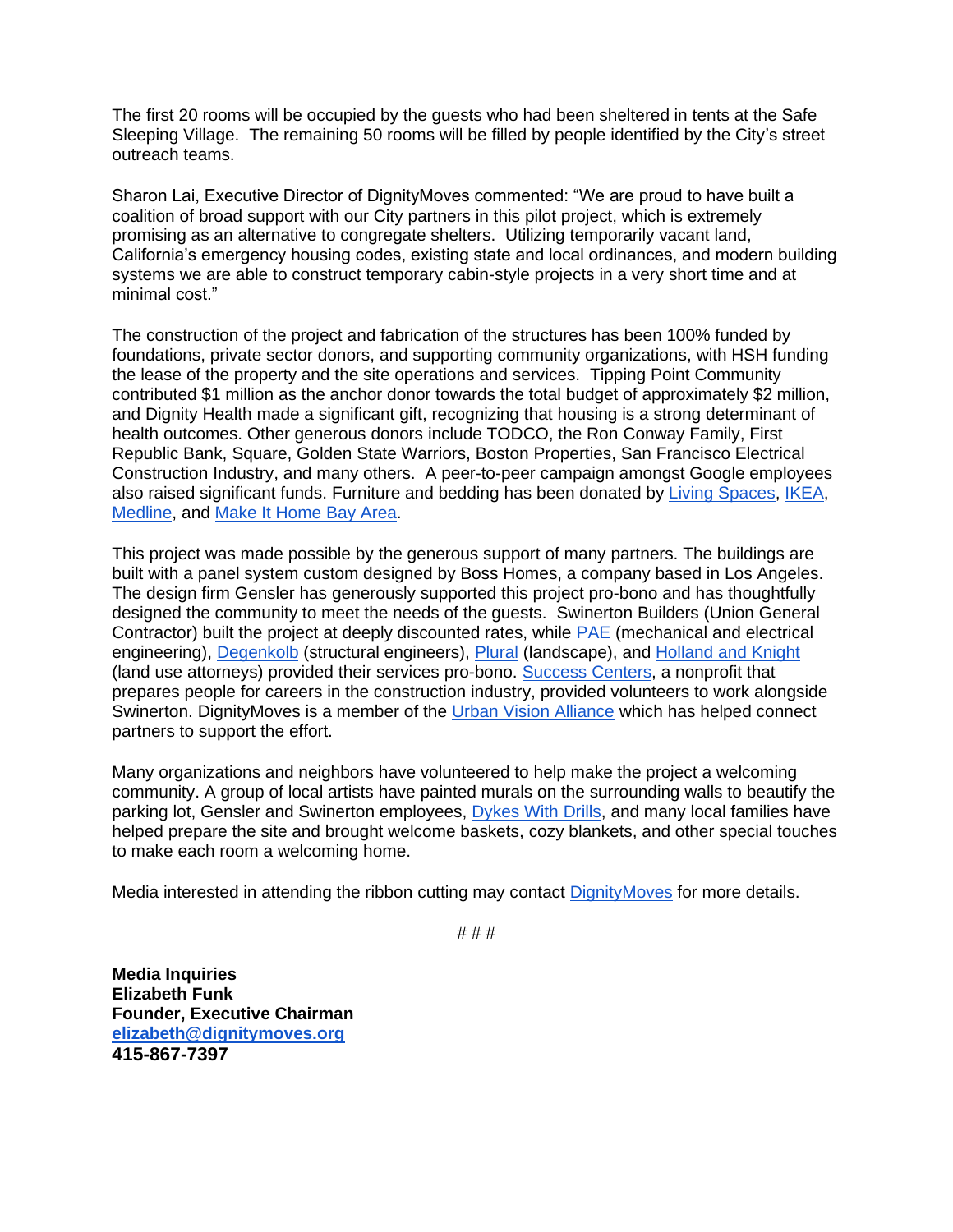The first 20 rooms will be occupied by the guests who had been sheltered in tents at the Safe Sleeping Village. The remaining 50 rooms will be filled by people identified by the City's street outreach teams.

Sharon Lai, Executive Director of DignityMoves commented: "We are proud to have built a coalition of broad support with our City partners in this pilot project, which is extremely promising as an alternative to congregate shelters. Utilizing temporarily vacant land, California's emergency housing codes, existing state and local ordinances, and modern building systems we are able to construct temporary cabin-style projects in a very short time and at minimal cost."

The construction of the project and fabrication of the structures has been 100% funded by foundations, private sector donors, and supporting community organizations, with HSH funding the lease of the property and the site operations and services. Tipping Point Community contributed $1 million as the anchor donor towards the total budget of approximately $2 million, and Dignity Health made a significant gift, recognizing that housing is a strong determinant of health outcomes. Other generous donors include TODCO, the Ron Conway Family, First Republic Bank, Square, Golden State Warriors, Boston Properties, San Francisco Electrical Construction Industry, and many others. A peer-to-peer campaign amongst Google employees also raised significant funds. Furniture and bedding has been donated by Living Spaces, IKEA, Medline, and Make It Home Bay Area.

This project was made possible by the generous support of many partners. The buildings are built with a panel system custom designed by Boss Homes, a company based in Los Angeles. The design firm Gensler has generously supported this project pro-bono and has thoughtfully designed the community to meet the needs of the guests. Swinerton Builders (Union General Contractor) built the project at deeply discounted rates, while PAE (mechanical and electrical engineering), Degenkolb (structural engineers), Plural (landscape), and Holland and Knight (land use attorneys) provided their services pro-bono. Success Centers, a nonprofit that prepares people for careers in the construction industry, provided volunteers to work alongside Swinerton. DignityMoves is a member of the Urban Vision Alliance which has helped connect partners to support the effort.

Many organizations and neighbors have volunteered to help make the project a welcoming community. A group of local artists have painted murals on the surrounding walls to beautify the parking lot, Gensler and Swinerton employees, Dykes With Drills, and many local families have helped prepare the site and brought welcome baskets, cozy blankets, and other special touches to make each room a welcoming home.

Media interested in attending the ribbon cutting may contact DignityMoves for more details.

# # #

**Media Inquiries**
**Elizabeth Funk**
**Founder, Executive Chairman**
**elizabeth@dignitymoves.org**
**415-867-7397**